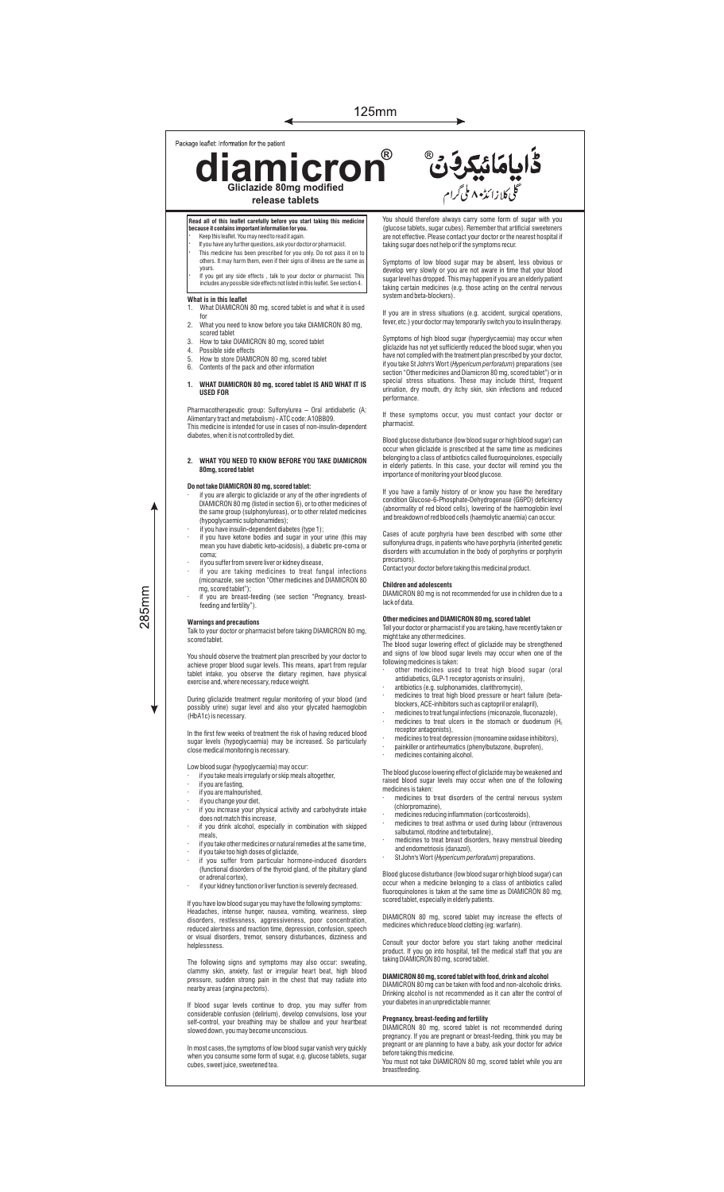Package leaflet: Information for the patient

# diamicron®

**Gliclazide 80mg modified release tablets**

ڈایامائیکرون®
گلی کلازائیڈ ۸۰ ملی گرام

**Read all of this leaflet carefully before you start taking this medicine because it contains important information for you.**

- Keep this leaflet. You may need to read it again.
- If you have any further questions, ask your doctor or pharmacist.
- This medicine has been prescribed for you only. Do not pass it on to others. It may harm them, even if their signs of illness are the same as yours.
- If you get any side effects , talk to your doctor or pharmacist. This includes any possible side effects not listed in this leaflet. See section 4.

**What is in this leaflet**

1. What DIAMICRON 80 mg, scored tablet is and what it is used for
2. What you need to know before you take DIAMICRON 80 mg, scored tablet
3. How to take DIAMICRON 80 mg, scored tablet
4. Possible side effects
5. How to store DIAMICRON 80 mg, scored tablet
6. Contents of the pack and other information

## 1. WHAT DIAMICRON 80 mg, scored tablet IS AND WHAT IT IS USED FOR

Pharmacotherapeutic group: Sulfonylurea – Oral antidiabetic (A: Alimentary tract and metabolism) - ATC code: A10BB09.
This medicine is intended for use in cases of non-insulin-dependent diabetes, when it is not controlled by diet.

## 2. WHAT YOU NEED TO KNOW BEFORE YOU TAKE DIAMICRON 80mg, scored tablet

**Do not take DIAMICRON 80 mg, scored tablet:**

- if you are allergic to gliclazide or any of the other ingredients of DIAMICRON 80 mg (listed in section 6), or to other medicines of the same group (sulphonylureas), or to other related medicines (hypoglycaemic sulphonamides);
- if you have insulin-dependent diabetes (type 1);
- if you have ketone bodies and sugar in your urine (this may mean you have diabetic keto-acidosis), a diabetic pre-coma or coma;
- if you suffer from severe liver or kidney disease,
- if you are taking medicines to treat fungal infections (miconazole, see section "Other medicines and DIAMICRON 80 mg, scored tablet");
- if you are breast-feeding (see section "Pregnancy, breast-feeding and fertility").

**Warnings and precautions**

Talk to your doctor or pharmacist before taking DIAMICRON 80 mg, scored tablet.

You should observe the treatment plan prescribed by your doctor to achieve proper blood sugar levels. This means, apart from regular tablet intake, you observe the dietary regimen, have physical exercise and, where necessary, reduce weight.

During gliclazide treatment regular monitoring of your blood (and possibly urine) sugar level and also your glycated haemoglobin (HbA1c) is necessary.

In the first few weeks of treatment the risk of having reduced blood sugar levels (hypoglycaemia) may be increased. So particularly close medical monitoring is necessary.

Low blood sugar (hypoglycaemia) may occur:

- if you take meals irregularly or skip meals altogether,
- if you are fasting,
- if you are malnourished,
- if you change your diet,
- if you increase your physical activity and carbohydrate intake does not match this increase,
- if you drink alcohol, especially in combination with skipped meals,
- if you take other medicines or natural remedies at the same time,
- if you take too high doses of gliclazide,
- if you suffer from particular hormone-induced disorders (functional disorders of the thyroid gland, of the pituitary gland or adrenal cortex),
- if your kidney function or liver function is severely decreased.

If you have low blood sugar you may have the following symptoms: Headaches, intense hunger, nausea, vomiting, weariness, sleep disorders, restlessness, aggressiveness, poor concentration, reduced alertness and reaction time, depression, confusion, speech or visual disorders, tremor, sensory disturbances, dizziness and helplessness.

The following signs and symptoms may also occur: sweating, clammy skin, anxiety, fast or irregular heart beat, high blood pressure, sudden strong pain in the chest that may radiate into nearby areas (angina pectoris).

If blood sugar levels continue to drop, you may suffer from considerable confusion (delirium), develop convulsions, lose your self-control, your breathing may be shallow and your heartbeat slowed down, you may become unconscious.

In most cases, the symptoms of low blood sugar vanish very quickly when you consume some form of sugar, e.g. glucose tablets, sugar cubes, sweet juice, sweetened tea.

You should therefore always carry some form of sugar with you (glucose tablets, sugar cubes). Remember that artificial sweeteners are not effective. Please contact your doctor or the nearest hospital if taking sugar does not help or if the symptoms recur.

Symptoms of low blood sugar may be absent, less obvious or develop very slowly or you are not aware in time that your blood sugar level has dropped. This may happen if you are an elderly patient taking certain medicines (e.g. those acting on the central nervous system and beta-blockers).

If you are in stress situations (e.g. accident, surgical operations, fever, etc.) your doctor may temporarily switch you to insulin therapy.

Symptoms of high blood sugar (hyperglycaemia) may occur when gliclazide has not yet sufficiently reduced the blood sugar, when you have not complied with the treatment plan prescribed by your doctor, if you take St John's Wort (*Hypericum perforatum*) preparations (see section "Other medicines and Diamicron 80 mg, scored tablet") or in special stress situations. These may include thirst, frequent urination, dry mouth, dry itchy skin, skin infections and reduced performance.

If these symptoms occur, you must contact your doctor or pharmacist.

Blood glucose disturbance (low blood sugar or high blood sugar) can occur when gliclazide is prescribed at the same time as medicines belonging to a class of antibiotics called fluoroquinolones, especially in elderly patients. In this case, your doctor will remind you the importance of monitoring your blood glucose.

If you have a family history of or know you have the hereditary condition Glucose-6-Phosphate-Dehydrogenase (G6PD) deficiency (abnormality of red blood cells), lowering of the haemoglobin level and breakdown of red blood cells (haemolytic anaemia) can occur.

Cases of acute porphyria have been described with some other sulfonylurea drugs, in patients who have porphyria (inherited genetic disorders with accumulation in the body of porphyrins or porphyrin precursors).
Contact your doctor before taking this medicinal product.

**Children and adolescents**

DIAMICRON 80 mg is not recommended for use in children due to a lack of data.

**Other medicines and DIAMICRON 80 mg, scored tablet**

Tell your doctor or pharmacist if you are taking, have recently taken or might take any other medicines.
The blood sugar lowering effect of gliclazide may be strengthened and signs of low blood sugar levels may occur when one of the following medicines is taken:

- other medicines used to treat high blood sugar (oral antidiabetics, GLP-1 receptor agonists or insulin),
- antibiotics (e.g. sulphonamides, clarithromycin),
- medicines to treat high blood pressure or heart failure (beta-blockers, ACE-inhibitors such as captopril or enalapril),
- medicines to treat fungal infections (miconazole, fluconazole),
- medicines to treat ulcers in the stomach or duodenum ($H_2$ receptor antagonists),
- medicines to treat depression (monoamine oxidase inhibitors),
- painkiller or antirheumatics (phenylbutazone, ibuprofen),
- medicines containing alcohol.

The blood glucose lowering effect of gliclazide may be weakened and raised blood sugar levels may occur when one of the following medicines is taken:

- medicines to treat disorders of the central nervous system (chlorpromazine),
- medicines reducing inflammation (corticosteroids),
- medicines to treat asthma or used during labour (intravenous salbutamol, ritodrine and terbutaline),
- medicines to treat breast disorders, heavy menstrual bleeding and endometriosis (danazol),
- St John's Wort (*Hypericum perforatum*) preparations.

Blood glucose disturbance (low blood sugar or high blood sugar) can occur when a medicine belonging to a class of antibiotics called fluoroquinolones is taken at the same time as DIAMICRON 80 mg, scored tablet, especially in elderly patients.

DIAMICRON 80 mg, scored tablet may increase the effects of medicines which reduce blood clotting (eg: warfarin).

Consult your doctor before you start taking another medicinal product. If you go into hospital, tell the medical staff that you are taking DIAMICRON 80 mg, scored tablet.

**DIAMICRON 80 mg, scored tablet with food, drink and alcohol**

DIAMICRON 80 mg can be taken with food and non-alcoholic drinks. Drinking alcohol is not recommended as it can alter the control of your diabetes in an unpredictable manner.

**Pregnancy, breast-feeding and fertility**

DIAMICRON 80 mg, scored tablet is not recommended during pregnancy. If you are pregnant or breast-feeding, think you may be pregnant or are planning to have a baby, ask your doctor for advice before taking this medicine.
You must not take DIAMICRON 80 mg, scored tablet while you are breastfeeding.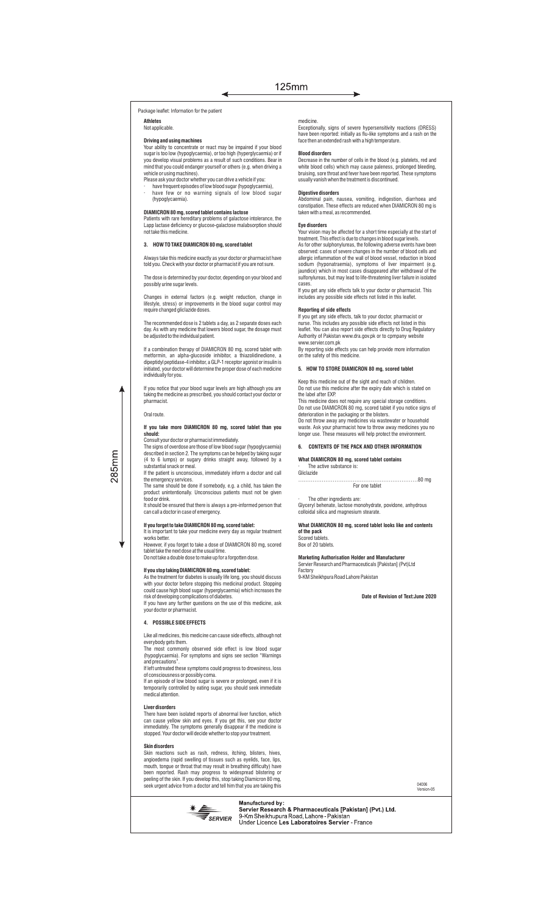Package leaflet: Information for the patient

**Athletes**
Not applicable.

**Driving and using machines**
Your ability to concentrate or react may be impaired if your blood sugar is too low (hypoglycaemia), or too high (hyperglycaemia) or if you develop visual problems as a result of such conditions. Bear in mind that you could endanger yourself or others (e.g. when driving a vehicle or using machines).
Please ask your doctor whether you can drive a vehicle if you:
- have frequent episodes of low blood sugar (hypoglycaemia),
- have few or no warning signals of low blood sugar (hypoglycaemia).

**DIAMICRON 80 mg, scored tablet contains lactose**
Patients with rare hereditary problems of galactose intolerance, the Lapp lactase deficiency or glucose-galactose malabsorption should not take this medicine.

## 3. HOW TO TAKE DIAMICRON 80 mg, scored tablet

Always take this medicine exactly as your doctor or pharmacist have told you. Check with your doctor or pharmacist if you are not sure.

The dose is determined by your doctor, depending on your blood and possibly urine sugar levels.

Changes in external factors (e.g. weight reduction, change in lifestyle, stress) or improvements in the blood sugar control may require changed gliclazide doses.

The recommended dose is 2 tablets a day, as 2 separate doses each day. As with any medicine that lowers blood sugar, the dosage must be adjusted to the individual patient.

If a combination therapy of DIAMICRON 80 mg, scored tablet with metformin, an alpha-glucoside inhibitor, a thiazolidinedione, a dipeptidyl peptidase-4 inhibitor, a GLP-1 receptor agonist or insulin is initiated, your doctor will determine the proper dose of each medicine individually for you.

If you notice that your blood sugar levels are high although you are taking the medicine as prescribed, you should contact your doctor or pharmacist.

Oral route.

**If you take more DIAMICRON 80 mg, scored tablet than you should:**
Consult your doctor or pharmacist immediately.
The signs of overdose are those of low blood sugar (hypoglycaemia) described in section 2. The symptoms can be helped by taking sugar (4 to 6 lumps) or sugary drinks straight away, followed by a substantial snack or meal.
If the patient is unconscious, immediately inform a doctor and call the emergency services.
The same should be done if somebody, e.g. a child, has taken the product unintentionally. Unconscious patients must not be given food or drink.
It should be ensured that there is always a pre-informed person that can call a doctor in case of emergency.

**If you forget to take DIAMICRON 80 mg, scored tablet:**
It is important to take your medicine every day as regular treatment works better.
However, if you forget to take a dose of DIAMICRON 80 mg, scored tablet take the next dose at the usual time.
Do not take a double dose to make up for a forgotten dose.

**If you stop taking DIAMICRON 80 mg, scored tablet:**
As the treatment for diabetes is usually life long, you should discuss with your doctor before stopping this medicinal product. Stopping could cause high blood sugar (hyperglycaemia) which increases the risk of developing complications of diabetes.
If you have any further questions on the use of this medicine, ask your doctor or pharmacist.

## 4. POSSIBLE SIDE EFFECTS

Like all medicines, this medicine can cause side effects, although not everybody gets them.
The most commonly observed side effect is low blood sugar (hypoglycaemia). For symptoms and signs see section "Warnings and precautions".
If left untreated these symptoms could progress to drowsiness, loss of consciousness or possibly coma.
If an episode of low blood sugar is severe or prolonged, even if it is temporarily controlled by eating sugar, you should seek immediate medical attention.

**Liver disorders**
There have been isolated reports of abnormal liver function, which can cause yellow skin and eyes. If you get this, see your doctor immediately. The symptoms generally disappear if the medicine is stopped. Your doctor will decide whether to stop your treatment.

**Skin disorders**
Skin reactions such as rash, redness, itching, blisters, hives, angioedema (rapid swelling of tissues such as eyelids, face, lips, mouth, tongue or throat that may result in breathing difficulty) have been reported. Rash may progress to widespread blistering or peeling of the skin. If you develop this, stop taking Diamicron 80 mg, seek urgent advice from a doctor and tell him that you are taking this medicine.
Exceptionally, signs of severe hypersensitivity reactions (DRESS) have been reported: initially as flu-like symptoms and a rash on the face then an extended rash with a high temperature.

**Blood disorders**
Decrease in the number of cells in the blood (e.g. platelets, red and white blood cells) which may cause paleness, prolonged bleeding, bruising, sore throat and fever have been reported. These symptoms usually vanish when the treatment is discontinued.

**Digestive disorders**
Abdominal pain, nausea, vomiting, indigestion, diarrhoea and constipation. These effects are reduced when DIAMICRON 80 mg is taken with a meal, as recommended.

**Eye disorders**
Your vision may be affected for a short time especially at the start of treatment. This effect is due to changes in blood sugar levels.
As for other sulphonylureas, the following adverse events have been observed: cases of severe changes in the number of blood cells and allergic inflammation of the wall of blood vessel, reduction in blood sodium (hyponatraemia), symptoms of liver impairment (e.g. jaundice) which in most cases disappeared after withdrawal of the sulfonylureas, but may lead to life-threatening liver failure in isolated cases.
If you get any side effects talk to your doctor or pharmacist. This includes any possible side effects not listed in this leaflet.

**Reporting of side effects**
If you get any side effects, talk to your doctor, pharmacist or nurse. This includes any possible side effects not listed in this leaflet. You can also report side effects directly to Drug Regulatory Authority of Pakistan www.dra.gov.pk or to cmpany website www.servier.com.pk
By reporting side effects you can help provide more information on the safety of this medicine.

## 5. HOW TO STORE DIAMICRON 80 mg, scored tablet

Keep this medicine out of the sight and reach of children.
Do not use this medicine after the expiry date which is stated on the label after EXP.
This medicine does not require any special storage conditions.
Do not use DIAMICRON 80 mg, scored tablet if you notice signs of deterioration in the packaging or the blisters.
Do not throw away any medicines via wastewater or household waste. Ask your pharmacist how to throw away medicines you no longer use. These measures will help protect the environment.

## 6. CONTENTS OF THE PACK AND OTHER INFORMATION

**What DIAMICRON 80 mg, scored tablet contains**
- The active substance is:

Gliclazide ..................................................................80 mg
For one tablet

- The other ingredients are:

Glyceryl behenate, lactose monohydrate, povidone, anhydrous colloidal silica and magnesium stearate.

**What DIAMICRON 80 mg, scored tablet looks like and contents of the pack**
Scored tablets.
Box of 20 tablets.

**Marketing Authorisation Holder and Manufacturer**
Servier Research and Pharmaceuticals [Pakistan] (Pvt)Ltd
Factory
9-KM Sheikhpura Road Lahore Pakistan

**Date of Revision of Text:June 2020**

04006
Version-05

**Manufactured by:**
**Servier Research & Pharmaceuticals [Pakistan] (Pvt.) Ltd.**
9-Km Sheikhupura Road, Lahore - Pakistan
Under Licence **Les Laboratoires Servier** - France